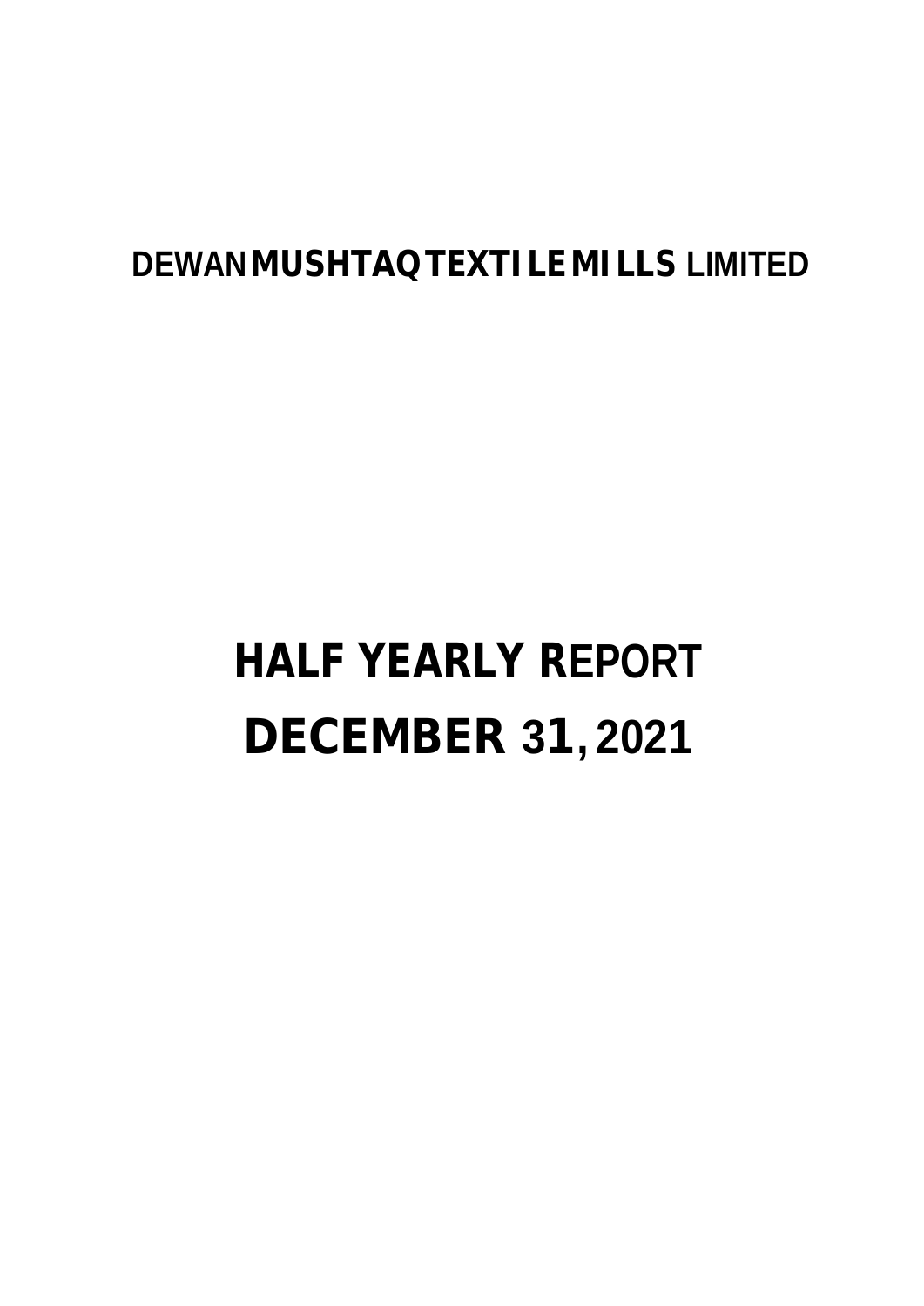# DEWAN MUSHTAQ TEXTILE MILLS LIMITED

# HALF YEARLY REPORT

# DECEMBER 31, 2021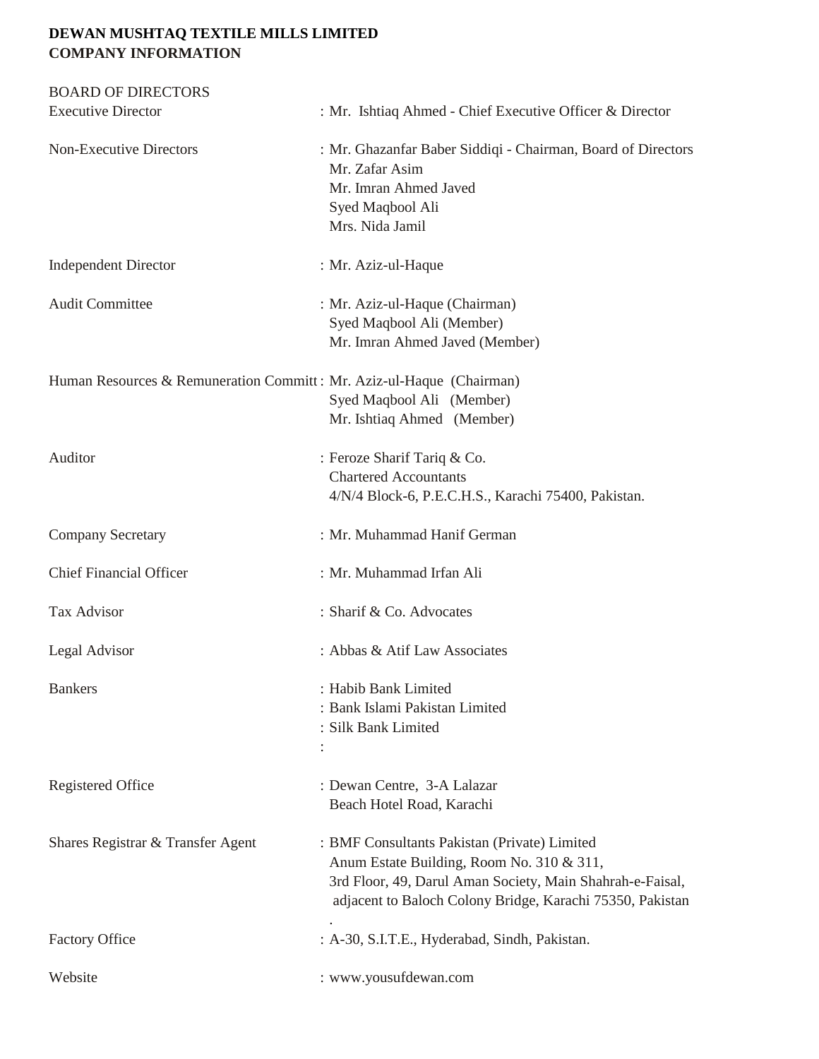**DEWAN MUSHTAQ TEXTILE MILLS LIMITED**
**COMPANY INFORMATION**

BOARD OF DIRECTORS

| | |
|---|---|
| Executive Director | : Mr. Ishtiaq Ahmed - Chief Executive Officer & Director |
| Non-Executive Directors | : Mr. Ghazanfar Baber Siddiqi - Chairman, Board of Directors<br>Mr. Zafar Asim<br>Mr. Imran Ahmed Javed<br>Syed Maqbool Ali<br>Mrs. Nida Jamil |
| Independent Director | : Mr. Aziz-ul-Haque |
| Audit Committee | : Mr. Aziz-ul-Haque (Chairman)<br>Syed Maqbool Ali (Member)<br>Mr. Imran Ahmed Javed (Member) |
| Human Resources & Remuneration Committ | : Mr. Aziz-ul-Haque (Chairman)<br>Syed Maqbool Ali (Member)<br>Mr. Ishtiaq Ahmed (Member) |
| Auditor | : Feroze Sharif Tariq & Co.<br>Chartered Accountants<br>4/N/4 Block-6, P.E.C.H.S., Karachi 75400, Pakistan. |
| Company Secretary | : Mr. Muhammad Hanif German |
| Chief Financial Officer | : Mr. Muhammad Irfan Ali |
| Tax Advisor | : Sharif & Co. Advocates |
| Legal Advisor | : Abbas & Atif Law Associates |
| Bankers | : Habib Bank Limited<br>: Bank Islami Pakistan Limited<br>: Silk Bank Limited<br>: |
| Registered Office | : Dewan Centre, 3-A Lalazar<br>Beach Hotel Road, Karachi |
| Shares Registrar & Transfer Agent | : BMF Consultants Pakistan (Private) Limited<br>Anum Estate Building, Room No. 310 & 311,<br>3rd Floor, 49, Darul Aman Society, Main Shahrah-e-Faisal,<br>adjacent to Baloch Colony Bridge, Karachi 75350, Pakistan<br>. |
| Factory Office | : A-30, S.I.T.E., Hyderabad, Sindh, Pakistan. |
| Website | : www.yousufdewan.com |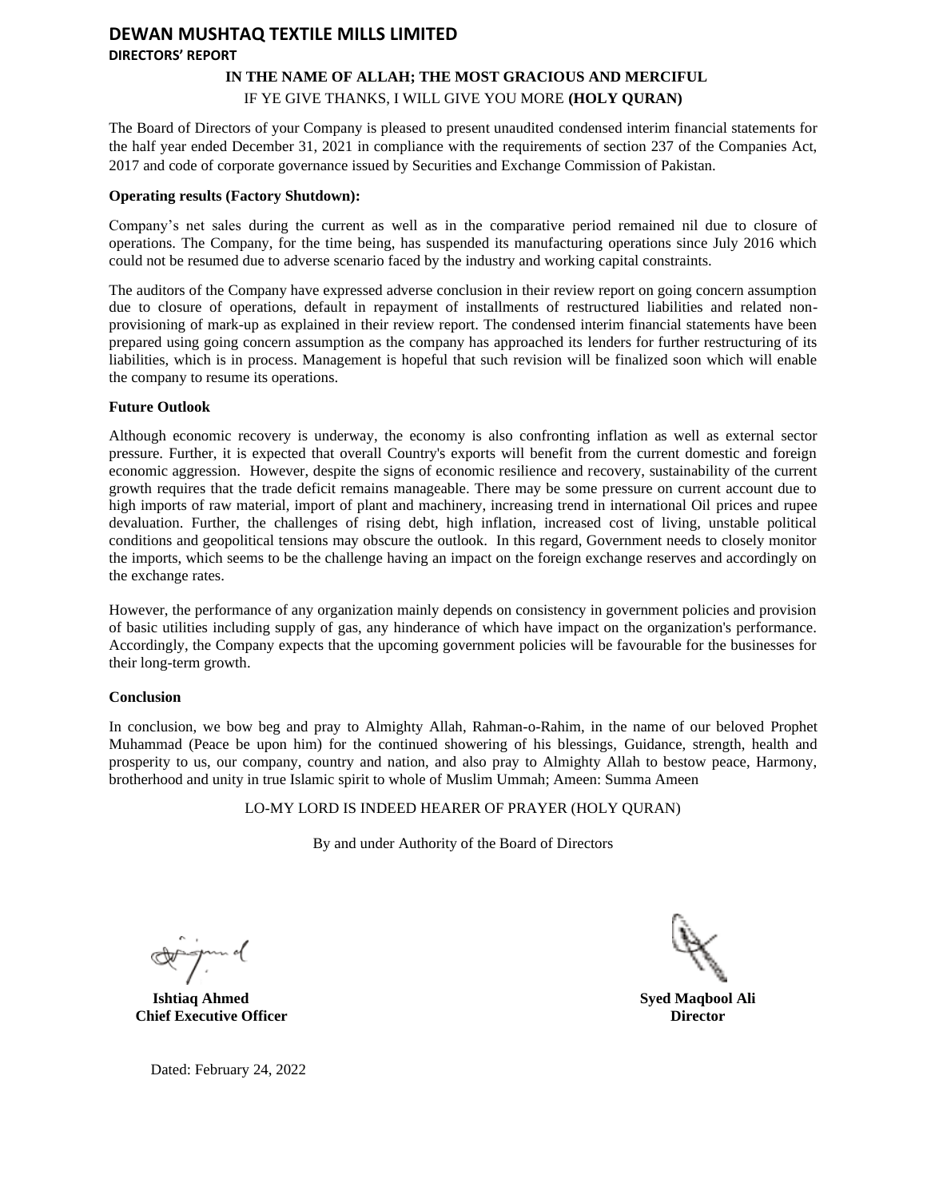# DEWAN MUSHTAQ TEXTILE MILLS LIMITED

## DIRECTORS' REPORT

**IN THE NAME OF ALLAH; THE MOST GRACIOUS AND MERCIFUL**

IF YE GIVE THANKS, I WILL GIVE YOU MORE **(HOLY QURAN)**

The Board of Directors of your Company is pleased to present unaudited condensed interim financial statements for the half year ended December 31, 2021 in compliance with the requirements of section 237 of the Companies Act, 2017 and code of corporate governance issued by Securities and Exchange Commission of Pakistan.

**Operating results (Factory Shutdown):**

Company's net sales during the current as well as in the comparative period remained nil due to closure of operations. The Company, for the time being, has suspended its manufacturing operations since July 2016 which could not be resumed due to adverse scenario faced by the industry and working capital constraints.

The auditors of the Company have expressed adverse conclusion in their review report on going concern assumption due to closure of operations, default in repayment of installments of restructured liabilities and related non-provisioning of mark-up as explained in their review report. The condensed interim financial statements have been prepared using going concern assumption as the company has approached its lenders for further restructuring of its liabilities, which is in process. Management is hopeful that such revision will be finalized soon which will enable the company to resume its operations.

**Future Outlook**

Although economic recovery is underway, the economy is also confronting inflation as well as external sector pressure. Further, it is expected that overall Country's exports will benefit from the current domestic and foreign economic aggression. However, despite the signs of economic resilience and recovery, sustainability of the current growth requires that the trade deficit remains manageable. There may be some pressure on current account due to high imports of raw material, import of plant and machinery, increasing trend in international Oil prices and rupee devaluation. Further, the challenges of rising debt, high inflation, increased cost of living, unstable political conditions and geopolitical tensions may obscure the outlook. In this regard, Government needs to closely monitor the imports, which seems to be the challenge having an impact on the foreign exchange reserves and accordingly on the exchange rates.

However, the performance of any organization mainly depends on consistency in government policies and provision of basic utilities including supply of gas, any hinderance of which have impact on the organization's performance. Accordingly, the Company expects that the upcoming government policies will be favourable for the businesses for their long-term growth.

**Conclusion**

In conclusion, we bow beg and pray to Almighty Allah, Rahman-o-Rahim, in the name of our beloved Prophet Muhammad (Peace be upon him) for the continued showering of his blessings, Guidance, strength, health and prosperity to us, our company, country and nation, and also pray to Almighty Allah to bestow peace, Harmony, brotherhood and unity in true Islamic spirit to whole of Muslim Ummah; Ameen: Summa Ameen

LO-MY LORD IS INDEED HEARER OF PRAYER (HOLY QURAN)

By and under Authority of the Board of Directors

**Ishtiaq Ahmed**
**Chief Executive Officer**

**Syed Maqbool Ali**
**Director**

Dated: February 24, 2022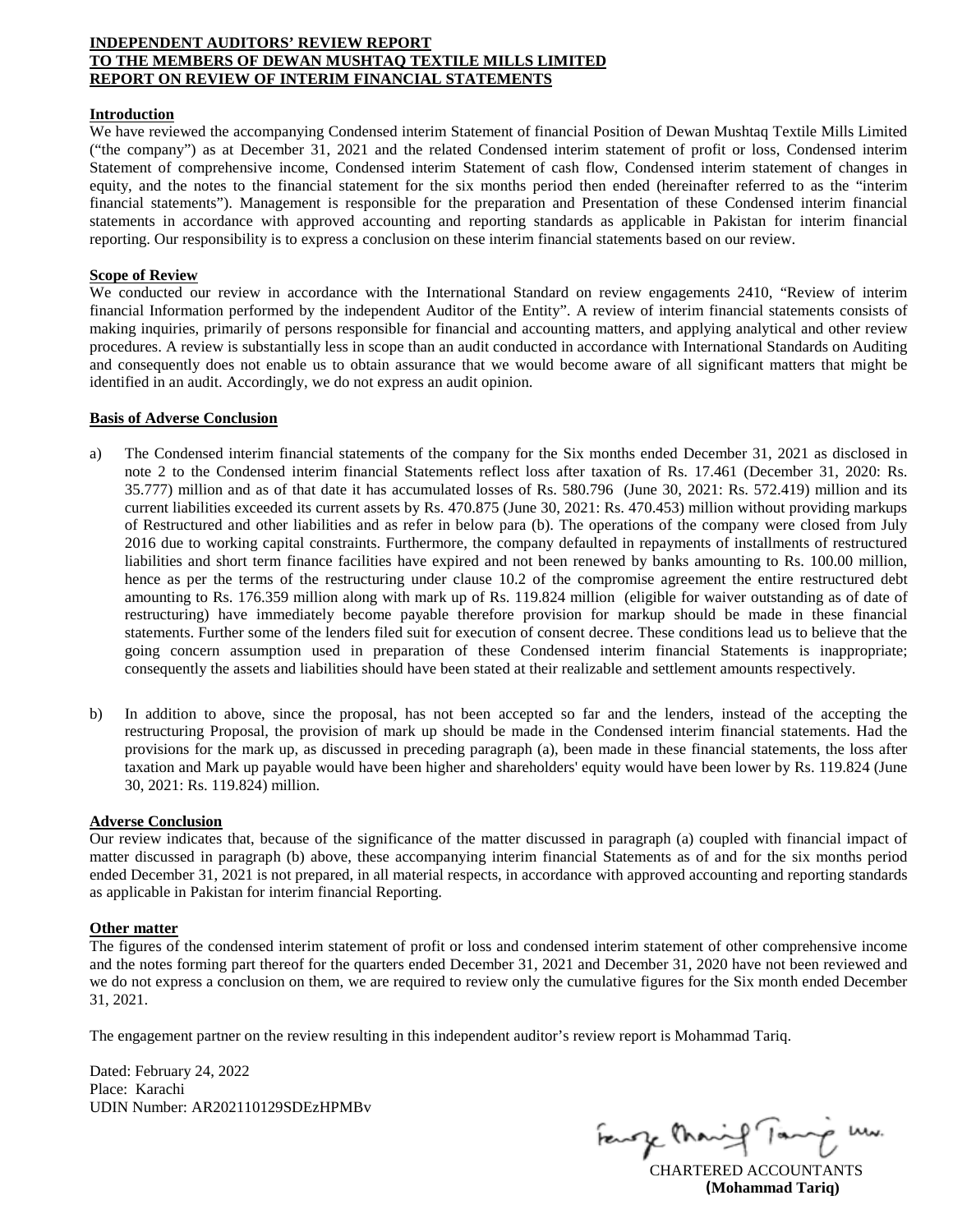**INDEPENDENT AUDITORS' REVIEW REPORT**
**TO THE MEMBERS OF DEWAN MUSHTAQ TEXTILE MILLS LIMITED**
**REPORT ON REVIEW OF INTERIM FINANCIAL STATEMENTS**

**Introduction**

We have reviewed the accompanying Condensed interim Statement of financial Position of Dewan Mushtaq Textile Mills Limited ("the company") as at December 31, 2021 and the related Condensed interim statement of profit or loss, Condensed interim Statement of comprehensive income, Condensed interim Statement of cash flow, Condensed interim statement of changes in equity, and the notes to the financial statement for the six months period then ended (hereinafter referred to as the "interim financial statements"). Management is responsible for the preparation and Presentation of these Condensed interim financial statements in accordance with approved accounting and reporting standards as applicable in Pakistan for interim financial reporting. Our responsibility is to express a conclusion on these interim financial statements based on our review.

**Scope of Review**

We conducted our review in accordance with the International Standard on review engagements 2410, "Review of interim financial Information performed by the independent Auditor of the Entity". A review of interim financial statements consists of making inquiries, primarily of persons responsible for financial and accounting matters, and applying analytical and other review procedures. A review is substantially less in scope than an audit conducted in accordance with International Standards on Auditing and consequently does not enable us to obtain assurance that we would become aware of all significant matters that might be identified in an audit. Accordingly, we do not express an audit opinion.

**Basis of Adverse Conclusion**

a) The Condensed interim financial statements of the company for the Six months ended December 31, 2021 as disclosed in note 2 to the Condensed interim financial Statements reflect loss after taxation of Rs. 17.461 (December 31, 2020: Rs. 35.777) million and as of that date it has accumulated losses of Rs. 580.796 (June 30, 2021: Rs. 572.419) million and its current liabilities exceeded its current assets by Rs. 470.875 (June 30, 2021: Rs. 470.453) million without providing markups of Restructured and other liabilities and as refer in below para (b). The operations of the company were closed from July 2016 due to working capital constraints. Furthermore, the company defaulted in repayments of installments of restructured liabilities and short term finance facilities have expired and not been renewed by banks amounting to Rs. 100.00 million, hence as per the terms of the restructuring under clause 10.2 of the compromise agreement the entire restructured debt amounting to Rs. 176.359 million along with mark up of Rs. 119.824 million (eligible for waiver outstanding as of date of restructuring) have immediately become payable therefore provision for markup should be made in these financial statements. Further some of the lenders filed suit for execution of consent decree. These conditions lead us to believe that the going concern assumption used in preparation of these Condensed interim financial Statements is inappropriate; consequently the assets and liabilities should have been stated at their realizable and settlement amounts respectively.

b) In addition to above, since the proposal, has not been accepted so far and the lenders, instead of the accepting the restructuring Proposal, the provision of mark up should be made in the Condensed interim financial statements. Had the provisions for the mark up, as discussed in preceding paragraph (a), been made in these financial statements, the loss after taxation and Mark up payable would have been higher and shareholders' equity would have been lower by Rs. 119.824 (June 30, 2021: Rs. 119.824) million.

**Adverse Conclusion**

Our review indicates that, because of the significance of the matter discussed in paragraph (a) coupled with financial impact of matter discussed in paragraph (b) above, these accompanying interim financial Statements as of and for the six months period ended December 31, 2021 is not prepared, in all material respects, in accordance with approved accounting and reporting standards as applicable in Pakistan for interim financial Reporting.

**Other matter**

The figures of the condensed interim statement of profit or loss and condensed interim statement of other comprehensive income and the notes forming part thereof for the quarters ended December 31, 2021 and December 31, 2020 have not been reviewed and we do not express a conclusion on them, we are required to review only the cumulative figures for the Six month ended December 31, 2021.

The engagement partner on the review resulting in this independent auditor's review report is Mohammad Tariq.

Dated: February 24, 2022
Place: Karachi
UDIN Number: AR202110129SDEzHPMBv

CHARTERED ACCOUNTANTS
**(Mohammad Tariq)**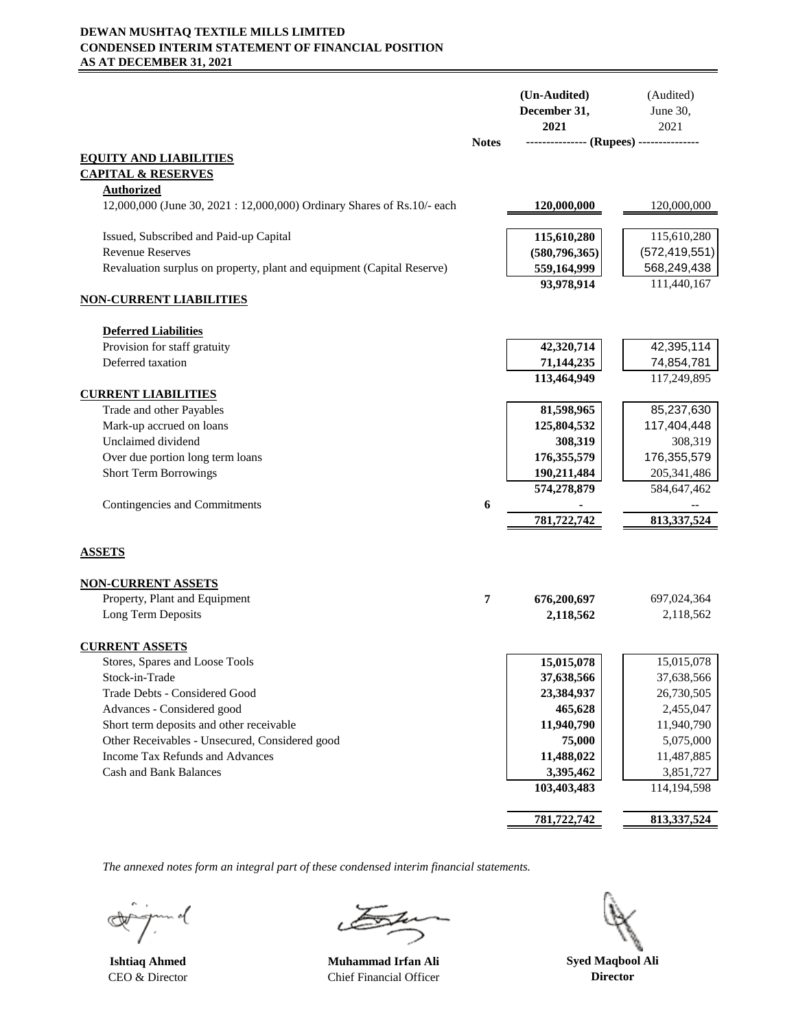**DEWAN MUSHTAQ TEXTILE MILLS LIMITED**
**CONDENSED INTERIM STATEMENT OF FINANCIAL POSITION**
**AS AT DECEMBER 31, 2021**

| | Notes | (Un-Audited) December 31, 2021 | (Audited) June 30, 2021 |
|---|---|---|---|
| | | --------------- (Rupees) --------------- | |
| **EQUITY AND LIABILITIES** | | | |
| **CAPITAL & RESERVES** | | | |
| **Authorized** | | | |
| 12,000,000 (June 30, 2021 : 12,000,000) Ordinary Shares of Rs.10/- each | | **120,000,000** | 120,000,000 |
| | | | |
| Issued, Subscribed and Paid-up Capital | | **115,610,280** | 115,610,280 |
| Revenue Reserves | | **(580,796,365)** | (572,419,551) |
| Revaluation surplus on property, plant and equipment (Capital Reserve) | | **559,164,999** | 568,249,438 |
| | | **93,978,914** | 111,440,167 |
| **NON-CURRENT LIABILITIES** | | | |
| **Deferred Liabilities** | | | |
| Provision for staff gratuity | | **42,320,714** | 42,395,114 |
| Deferred taxation | | **71,144,235** | 74,854,781 |
| | | **113,464,949** | 117,249,895 |
| **CURRENT LIABILITIES** | | | |
| Trade and other Payables | | **81,598,965** | 85,237,630 |
| Mark-up accrued on loans | | **125,804,532** | 117,404,448 |
| Unclaimed dividend | | **308,319** | 308,319 |
| Over due portion long term loans | | **176,355,579** | 176,355,579 |
| Short Term Borrowings | | **190,211,484** | 205,341,486 |
| | | **574,278,879** | 584,647,462 |
| Contingencies and Commitments | 6 | **-** | -- |
| | | **781,722,742** | **813,337,524** |
| **ASSETS** | | | |
| **NON-CURRENT ASSETS** | | | |
| Property, Plant and Equipment | 7 | **676,200,697** | 697,024,364 |
| Long Term Deposits | | **2,118,562** | 2,118,562 |
| **CURRENT ASSETS** | | | |
| Stores, Spares and Loose Tools | | **15,015,078** | 15,015,078 |
| Stock-in-Trade | | **37,638,566** | 37,638,566 |
| Trade Debts - Considered Good | | **23,384,937** | 26,730,505 |
| Advances - Considered good | | **465,628** | 2,455,047 |
| Short term deposits and other receivable | | **11,940,790** | 11,940,790 |
| Other Receivables - Unsecured, Considered good | | **75,000** | 5,075,000 |
| Income Tax Refunds and Advances | | **11,488,022** | 11,487,885 |
| Cash and Bank Balances | | **3,395,462** | 3,851,727 |
| | | **103,403,483** | 114,194,598 |
| | | **781,722,742** | **813,337,524** |

*The annexed notes form an integral part of these condensed interim financial statements.*

| **Ishtiaq Ahmed** | **Muhammad Irfan Ali** | **Syed Maqbool Ali** |
|---|---|---|
| CEO & Director | Chief Financial Officer | **Director** |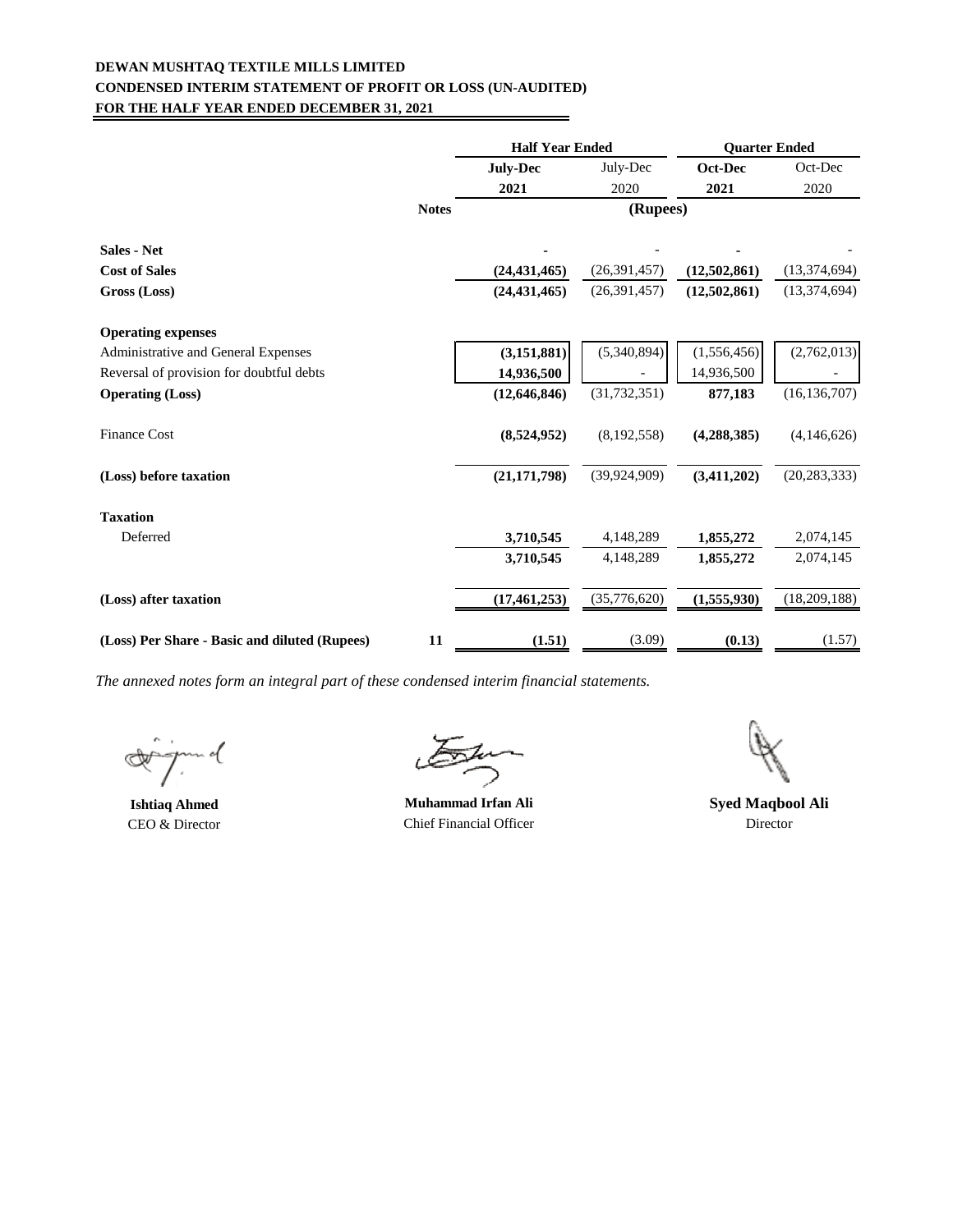**DEWAN MUSHTAQ TEXTILE MILLS LIMITED**
**CONDENSED INTERIM STATEMENT OF PROFIT OR LOSS (UN-AUDITED)**
**FOR THE HALF YEAR ENDED DECEMBER 31, 2021**

| | | Half Year Ended | | Quarter Ended | |
|---|---|---|---|---|---|
| | | **July-Dec** | July-Dec | **Oct-Dec** | Oct-Dec |
| | | **2021** | 2020 | **2021** | 2020 |
| | **Notes** | | (Rupees) | | |
| **Sales - Net** | | **-** | - | **-** | - |
| **Cost of Sales** | | **(24,431,465)** | (26,391,457) | **(12,502,861)** | (13,374,694) |
| **Gross (Loss)** | | **(24,431,465)** | (26,391,457) | **(12,502,861)** | (13,374,694) |
| **Operating expenses** | | | | | |
| Administrative and General Expenses | | **(3,151,881)** | (5,340,894) | (1,556,456) | (2,762,013) |
| Reversal of provision for doubtful debts | | **14,936,500** | - | 14,936,500 | - |
| **Operating (Loss)** | | **(12,646,846)** | (31,732,351) | **877,183** | (16,136,707) |
| Finance Cost | | **(8,524,952)** | (8,192,558) | **(4,288,385)** | (4,146,626) |
| **(Loss) before taxation** | | **(21,171,798)** | (39,924,909) | **(3,411,202)** | (20,283,333) |
| **Taxation** | | | | | |
| Deferred | | **3,710,545** | 4,148,289 | **1,855,272** | 2,074,145 |
| | | **3,710,545** | 4,148,289 | **1,855,272** | 2,074,145 |
| **(Loss) after taxation** | | **(17,461,253)** | (35,776,620) | **(1,555,930)** | (18,209,188) |
| **(Loss) Per Share - Basic and diluted (Rupees)** | **11** | **(1.51)** | (3.09) | **(0.13)** | (1.57) |

*The annexed notes form an integral part of these condensed interim financial statements.*

**Ishtiaq Ahmed**
CEO & Director

**Muhammad Irfan Ali**
Chief Financial Officer

**Syed Maqbool Ali**
Director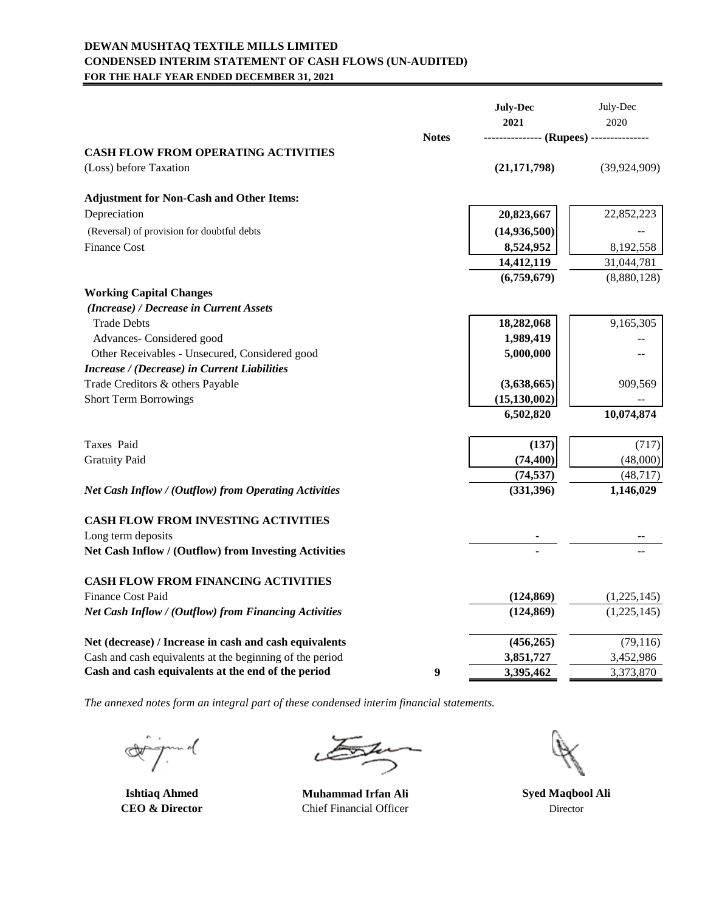**DEWAN MUSHTAQ TEXTILE MILLS LIMITED**
**CONDENSED INTERIM STATEMENT OF CASH FLOWS (UN-AUDITED)**
**FOR THE HALF YEAR ENDED DECEMBER 31, 2021**

| | Notes | July-Dec 2021 | July-Dec 2020 |
|---|---|---|---|
| | | -------------- (Rupees) -------------- | |
| **CASH FLOW FROM OPERATING ACTIVITIES** | | | |
| (Loss) before Taxation | | **(21,171,798)** | (39,924,909) |
| **Adjustment for Non-Cash and Other Items:** | | | |
| Depreciation | | **20,823,667** | 22,852,223 |
| (Reversal) of provision for doubtful debts | | **(14,936,500)** | -- |
| Finance Cost | | **8,524,952** | 8,192,558 |
| | | **14,412,119** | 31,044,781 |
| | | **(6,759,679)** | (8,880,128) |
| **Working Capital Changes** | | | |
| ***(Increase) / Decrease in Current Assets*** | | | |
| Trade Debts | | **18,282,068** | 9,165,305 |
| Advances- Considered good | | **1,989,419** | -- |
| Other Receivables - Unsecured, Considered good | | **5,000,000** | -- |
| ***Increase / (Decrease) in Current Liabilities*** | | | |
| Trade Creditors & others Payable | | **(3,638,665)** | 909,569 |
| Short Term Borrowings | | **(15,130,002)** | -- |
| | | **6,502,820** | **10,074,874** |
| Taxes Paid | | **(137)** | (717) |
| Gratuity Paid | | **(74,400)** | (48,000) |
| | | **(74,537)** | (48,717) |
| ***Net Cash Inflow / (Outflow) from Operating Activities*** | | **(331,396)** | **1,146,029** |
| **CASH FLOW FROM INVESTING ACTIVITIES** | | | |
| Long term deposits | | - | -- |
| **Net Cash Inflow / (Outflow) from Investing Activities** | | - | -- |
| **CASH FLOW FROM FINANCING ACTIVITIES** | | | |
| Finance Cost Paid | | **(124,869)** | (1,225,145) |
| ***Net Cash Inflow / (Outflow) from Financing Activities*** | | **(124,869)** | (1,225,145) |
| **Net (decrease) / Increase in cash and cash equivalents** | | **(456,265)** | (79,116) |
| Cash and cash equivalents at the beginning of the period | | **3,851,727** | 3,452,986 |
| **Cash and cash equivalents at the end of the period** | **9** | **3,395,462** | 3,373,870 |

*The annexed notes form an integral part of these condensed interim financial statements.*

| | | |
|---|---|---|
| **Ishtiaq Ahmed** | **Muhammad Irfan Ali** | **Syed Maqbool Ali** |
| **CEO & Director** | Chief Financial Officer | Director |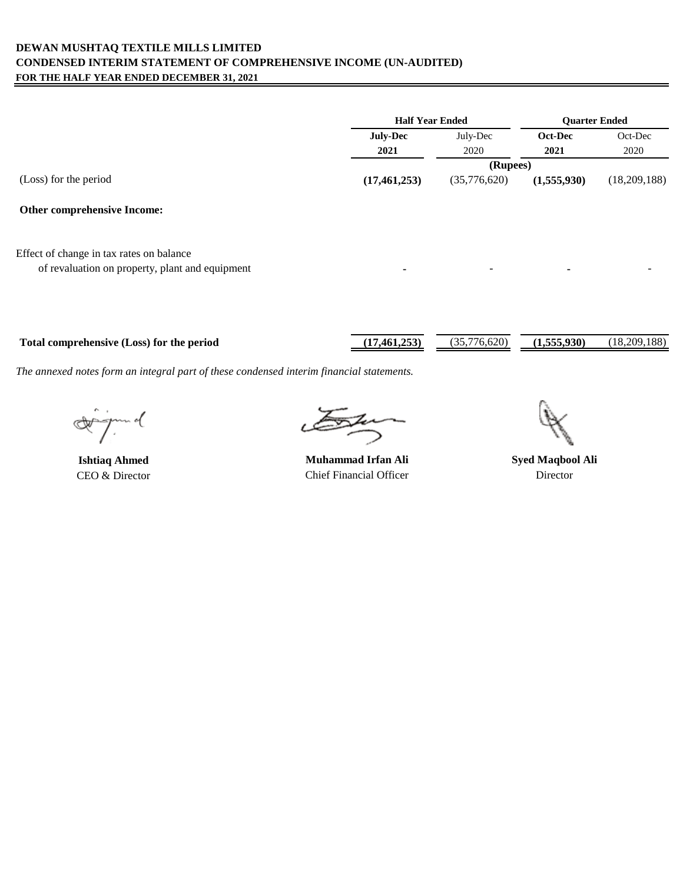# DEWAN MUSHTAQ TEXTILE MILLS LIMITED

## CONDENSED INTERIM STATEMENT OF COMPREHENSIVE INCOME (UN-AUDITED)

### FOR THE HALF YEAR ENDED DECEMBER 31, 2021

| | Half Year Ended | | Quarter Ended | |
|---|---|---|---|---|
| | **July-Dec 2021** | July-Dec 2020 | **Oct-Dec 2021** | Oct-Dec 2020 |
| | (Rupees) | | | |
| (Loss) for the period | **(17,461,253)** | (35,776,620) | **(1,555,930)** | (18,209,188) |
| **Other comprehensive Income:** | | | | |
| Effect of change in tax rates on balance of revaluation on property, plant and equipment | - | - | - | - |
| **Total comprehensive (Loss) for the period** | **(17,461,253)** | (35,776,620) | **(1,555,930)** | (18,209,188) |

*The annexed notes form an integral part of these condensed interim financial statements.*

**Ishtiaq Ahmed**
CEO & Director

**Muhammad Irfan Ali**
Chief Financial Officer

**Syed Maqbool Ali**
Director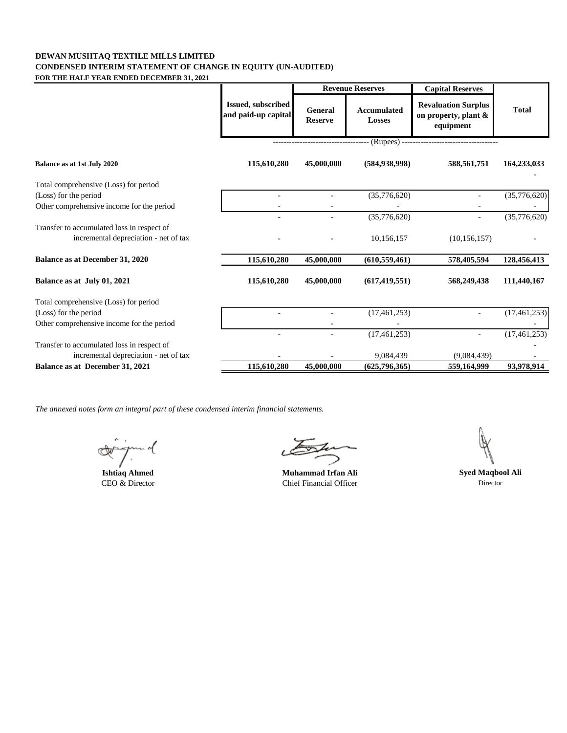**DEWAN MUSHTAQ TEXTILE MILLS LIMITED**
**CONDENSED INTERIM STATEMENT OF CHANGE IN EQUITY (UN-AUDITED)**
**FOR THE HALF YEAR ENDED DECEMBER 31, 2021**

| | Issued, subscribed and paid-up capital | Revenue Reserves | | Capital Reserves | Total |
|---|---|---|---|---|---|
| | | General Reserve | Accumulated Losses | Revaluation Surplus on property, plant & equipment | |
| | ----- (Rupees) ----- | | | | |
| **Balance as at 1st July 2020** | **115,610,280** | **45,000,000** | **(584,938,998)** | **588,561,751** | **164,233,033** |
| | | | | | - |
| Total comprehensive (Loss) for period | | | | | |
| (Loss) for the period | - | - | (35,776,620) | - | (35,776,620) |
| Other comprehensive income for the period | - | - | - | - | - |
| | - | - | (35,776,620) | - | (35,776,620) |
| Transfer to accumulated loss in respect of incremental depreciation - net of tax | - | - | 10,156,157 | (10,156,157) | - |
| **Balance as at December 31, 2020** | **115,610,280** | **45,000,000** | **(610,559,461)** | **578,405,594** | **128,456,413** |
| **Balance as at July 01, 2021** | **115,610,280** | **45,000,000** | **(617,419,551)** | **568,249,438** | **111,440,167** |
| Total comprehensive (Loss) for period | | | | | |
| (Loss) for the period | - | - | (17,461,253) | - | (17,461,253) |
| Other comprehensive income for the period | | - | - | | - |
| | - | - | (17,461,253) | - | (17,461,253) |
| Transfer to accumulated loss in respect of incremental depreciation - net of tax | - | - | 9,084,439 | (9,084,439) | - |
| **Balance as at December 31, 2021** | **115,610,280** | **45,000,000** | **(625,796,365)** | **559,164,999** | **93,978,914** |

*The annexed notes form an integral part of these condensed interim financial statements.*

| **Ishtiaq Ahmed** | **Muhammad Irfan Ali** | **Syed Maqbool Ali** |
|---|---|---|
| CEO & Director | Chief Financial Officer | Director |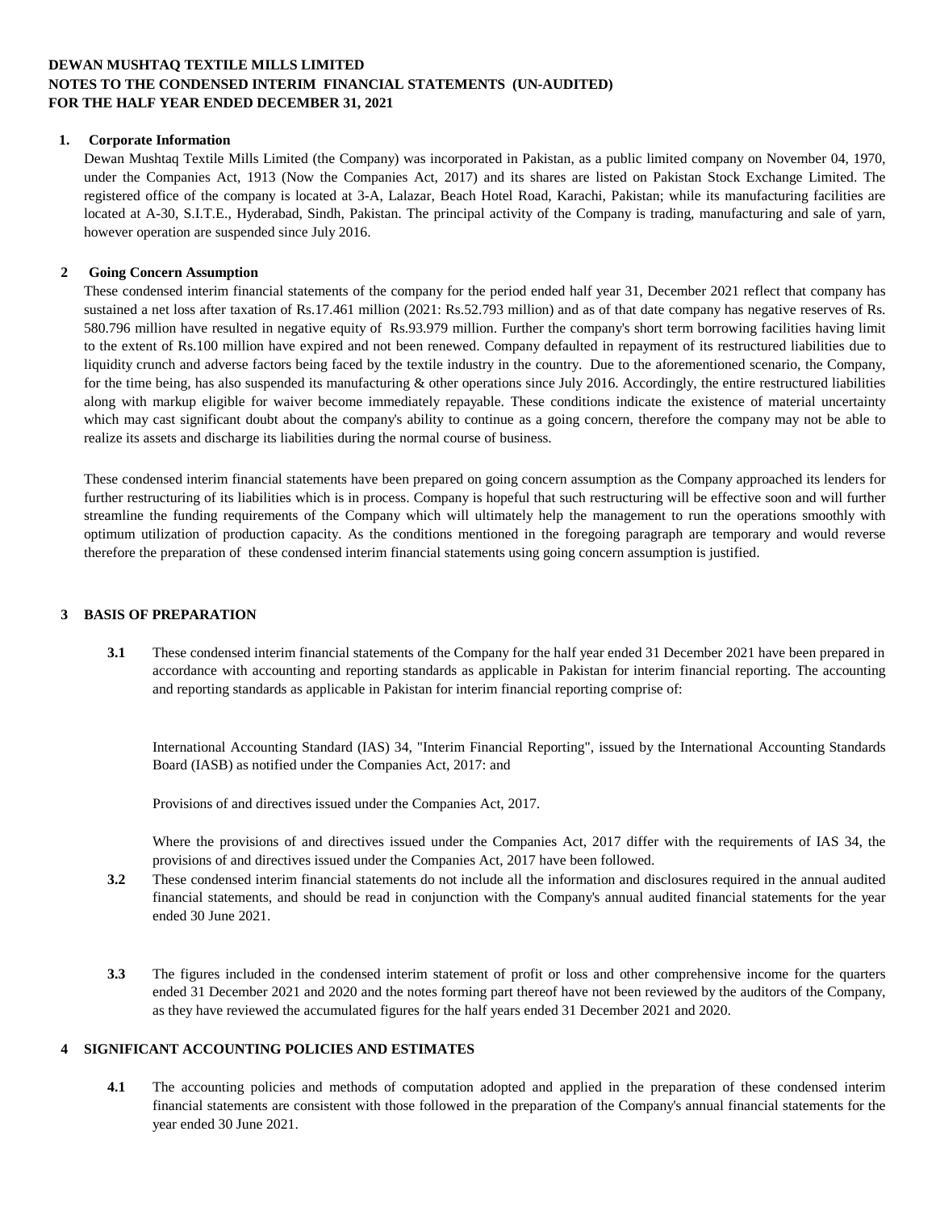**DEWAN MUSHTAQ TEXTILE MILLS LIMITED**
**NOTES TO THE CONDENSED INTERIM FINANCIAL STATEMENTS (UN-AUDITED)**
**FOR THE HALF YEAR ENDED DECEMBER 31, 2021**

## 1. Corporate Information

Dewan Mushtaq Textile Mills Limited (the Company) was incorporated in Pakistan, as a public limited company on November 04, 1970, under the Companies Act, 1913 (Now the Companies Act, 2017) and its shares are listed on Pakistan Stock Exchange Limited. The registered office of the company is located at 3-A, Lalazar, Beach Hotel Road, Karachi, Pakistan; while its manufacturing facilities are located at A-30, S.I.T.E., Hyderabad, Sindh, Pakistan. The principal activity of the Company is trading, manufacturing and sale of yarn, however operation are suspended since July 2016.

## 2 Going Concern Assumption

These condensed interim financial statements of the company for the period ended half year 31, December 2021 reflect that company has sustained a net loss after taxation of Rs.17.461 million (2021: Rs.52.793 million) and as of that date company has negative reserves of Rs. 580.796 million have resulted in negative equity of Rs.93.979 million. Further the company's short term borrowing facilities having limit to the extent of Rs.100 million have expired and not been renewed. Company defaulted in repayment of its restructured liabilities due to liquidity crunch and adverse factors being faced by the textile industry in the country. Due to the aforementioned scenario, the Company, for the time being, has also suspended its manufacturing & other operations since July 2016. Accordingly, the entire restructured liabilities along with markup eligible for waiver become immediately repayable. These conditions indicate the existence of material uncertainty which may cast significant doubt about the company's ability to continue as a going concern, therefore the company may not be able to realize its assets and discharge its liabilities during the normal course of business.

These condensed interim financial statements have been prepared on going concern assumption as the Company approached its lenders for further restructuring of its liabilities which is in process. Company is hopeful that such restructuring will be effective soon and will further streamline the funding requirements of the Company which will ultimately help the management to run the operations smoothly with optimum utilization of production capacity. As the conditions mentioned in the foregoing paragraph are temporary and would reverse therefore the preparation of these condensed interim financial statements using going concern assumption is justified.

## 3 BASIS OF PREPARATION

**3.1** These condensed interim financial statements of the Company for the half year ended 31 December 2021 have been prepared in accordance with accounting and reporting standards as applicable in Pakistan for interim financial reporting. The accounting and reporting standards as applicable in Pakistan for interim financial reporting comprise of:

International Accounting Standard (IAS) 34, "Interim Financial Reporting", issued by the International Accounting Standards Board (IASB) as notified under the Companies Act, 2017: and

Provisions of and directives issued under the Companies Act, 2017.

Where the provisions of and directives issued under the Companies Act, 2017 differ with the requirements of IAS 34, the provisions of and directives issued under the Companies Act, 2017 have been followed.

**3.2** These condensed interim financial statements do not include all the information and disclosures required in the annual audited financial statements, and should be read in conjunction with the Company's annual audited financial statements for the year ended 30 June 2021.

**3.3** The figures included in the condensed interim statement of profit or loss and other comprehensive income for the quarters ended 31 December 2021 and 2020 and the notes forming part thereof have not been reviewed by the auditors of the Company, as they have reviewed the accumulated figures for the half years ended 31 December 2021 and 2020.

## 4 SIGNIFICANT ACCOUNTING POLICIES AND ESTIMATES

**4.1** The accounting policies and methods of computation adopted and applied in the preparation of these condensed interim financial statements are consistent with those followed in the preparation of the Company's annual financial statements for the year ended 30 June 2021.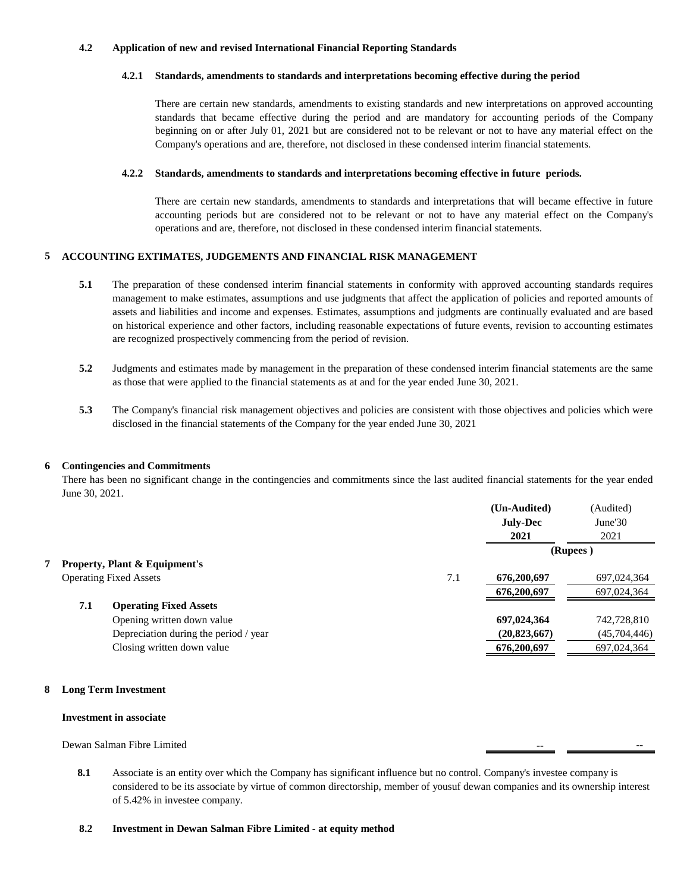### 4.2 Application of new and revised International Financial Reporting Standards

#### 4.2.1 Standards, amendments to standards and interpretations becoming effective during the period

There are certain new standards, amendments to existing standards and new interpretations on approved accounting standards that became effective during the period and are mandatory for accounting periods of the Company beginning on or after July 01, 2021 but are considered not to be relevant or not to have any material effect on the Company's operations and are, therefore, not disclosed in these condensed interim financial statements.

#### 4.2.2 Standards, amendments to standards and interpretations becoming effective in future periods.

There are certain new standards, amendments to standards and interpretations that will became effective in future accounting periods but are considered not to be relevant or not to have any material effect on the Company's operations and are, therefore, not disclosed in these condensed interim financial statements.

## 5 ACCOUNTING EXTIMATES, JUDGEMENTS AND FINANCIAL RISK MANAGEMENT

**5.1** The preparation of these condensed interim financial statements in conformity with approved accounting standards requires management to make estimates, assumptions and use judgments that affect the application of policies and reported amounts of assets and liabilities and income and expenses. Estimates, assumptions and judgments are continually evaluated and are based on historical experience and other factors, including reasonable expectations of future events, revision to accounting estimates are recognized prospectively commencing from the period of revision.

**5.2** Judgments and estimates made by management in the preparation of these condensed interim financial statements are the same as those that were applied to the financial statements as at and for the year ended June 30, 2021.

**5.3** The Company's financial risk management objectives and policies are consistent with those objectives and policies which were disclosed in the financial statements of the Company for the year ended June 30, 2021

## 6 Contingencies and Commitments

There has been no significant change in the contingencies and commitments since the last audited financial statements for the year ended June 30, 2021.

| | | Note | (Un-Audited) July-Dec 2021 | (Audited) June'30 2021 |
|---|---|---|---|---|
| | | | (Rupees ) | |
| **7** | **Property, Plant & Equipment's** | | | |
| | Operating Fixed Assets | 7.1 | **676,200,697** | 697,024,364 |
| | | | **676,200,697** | 697,024,364 |
| **7.1** | **Operating Fixed Assets** | | | |
| | Opening written down value | | **697,024,364** | 742,728,810 |
| | Depreciation during the period / year | | **(20,823,667)** | (45,704,446) |
| | Closing written down value | | **676,200,697** | 697,024,364 |

## 8 Long Term Investment

**Investment in associate**

| | | |
|---|---|---|
| Dewan Salman Fibre Limited | **--** | -- |

**8.1** Associate is an entity over which the Company has significant influence but no control. Company's investee company is considered to be its associate by virtue of common directorship, member of yousuf dewan companies and its ownership interest of 5.42% in investee company.

**8.2 Investment in Dewan Salman Fibre Limited - at equity method**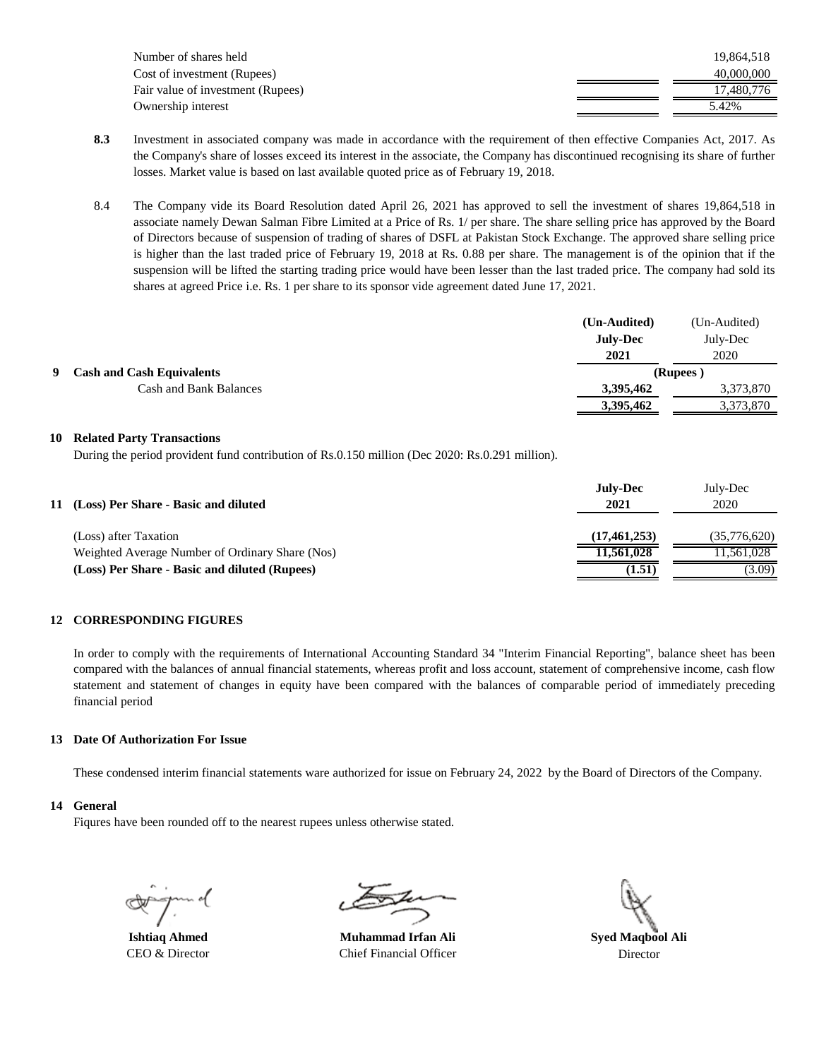| | |
|---|---|
| Number of shares held | 19,864,518 |
| Cost of investment (Rupees) | 40,000,000 |
| Fair value of investment (Rupees) | 17,480,776 |
| Ownership interest | 5.42% |

**8.3** Investment in associated company was made in accordance with the requirement of then effective Companies Act, 2017. As the Company's share of losses exceed its interest in the associate, the Company has discontinued recognising its share of further losses. Market value is based on last available quoted price as of February 19, 2018.

8.4 The Company vide its Board Resolution dated April 26, 2021 has approved to sell the investment of shares 19,864,518 in associate namely Dewan Salman Fibre Limited at a Price of Rs. 1/ per share. The share selling price has approved by the Board of Directors because of suspension of trading of shares of DSFL at Pakistan Stock Exchange. The approved share selling price is higher than the last traded price of February 19, 2018 at Rs. 0.88 per share. The management is of the opinion that if the suspension will be lifted the starting trading price would have been lesser than the last traded price. The company had sold its shares at agreed Price i.e. Rs. 1 per share to its sponsor vide agreement dated June 17, 2021.

| | **(Un-Audited) July-Dec 2021** | (Un-Audited) July-Dec 2020 |
|---|---|---|
| **9 Cash and Cash Equivalents** | **(Rupees )** | |
| Cash and Bank Balances | **3,395,462** | 3,373,870 |
| | **3,395,462** | 3,373,870 |

**10 Related Party Transactions**

During the period provident fund contribution of Rs.0.150 million (Dec 2020: Rs.0.291 million).

| **11 (Loss) Per Share - Basic and diluted** | **July-Dec 2021** | July-Dec 2020 |
|---|---|---|
| (Loss) after Taxation | **(17,461,253)** | (35,776,620) |
| Weighted Average Number of Ordinary Share (Nos) | **11,561,028** | 11,561,028 |
| **(Loss) Per Share - Basic and diluted (Rupees)** | **(1.51)** | (3.09) |

**12 CORRESPONDING FIGURES**

In order to comply with the requirements of International Accounting Standard 34 "Interim Financial Reporting", balance sheet has been compared with the balances of annual financial statements, whereas profit and loss account, statement of comprehensive income, cash flow statement and statement of changes in equity have been compared with the balances of comparable period of immediately preceding financial period

**13 Date Of Authorization For Issue**

These condensed interim financial statements ware authorized for issue on February 24, 2022 by the Board of Directors of the Company.

**14 General**

Fiqures have been rounded off to the nearest rupees unless otherwise stated.

| **Ishtiaq Ahmed** | **Muhammad Irfan Ali** | **Syed Maqbool Ali** |
|---|---|---|
| CEO & Director | Chief Financial Officer | Director |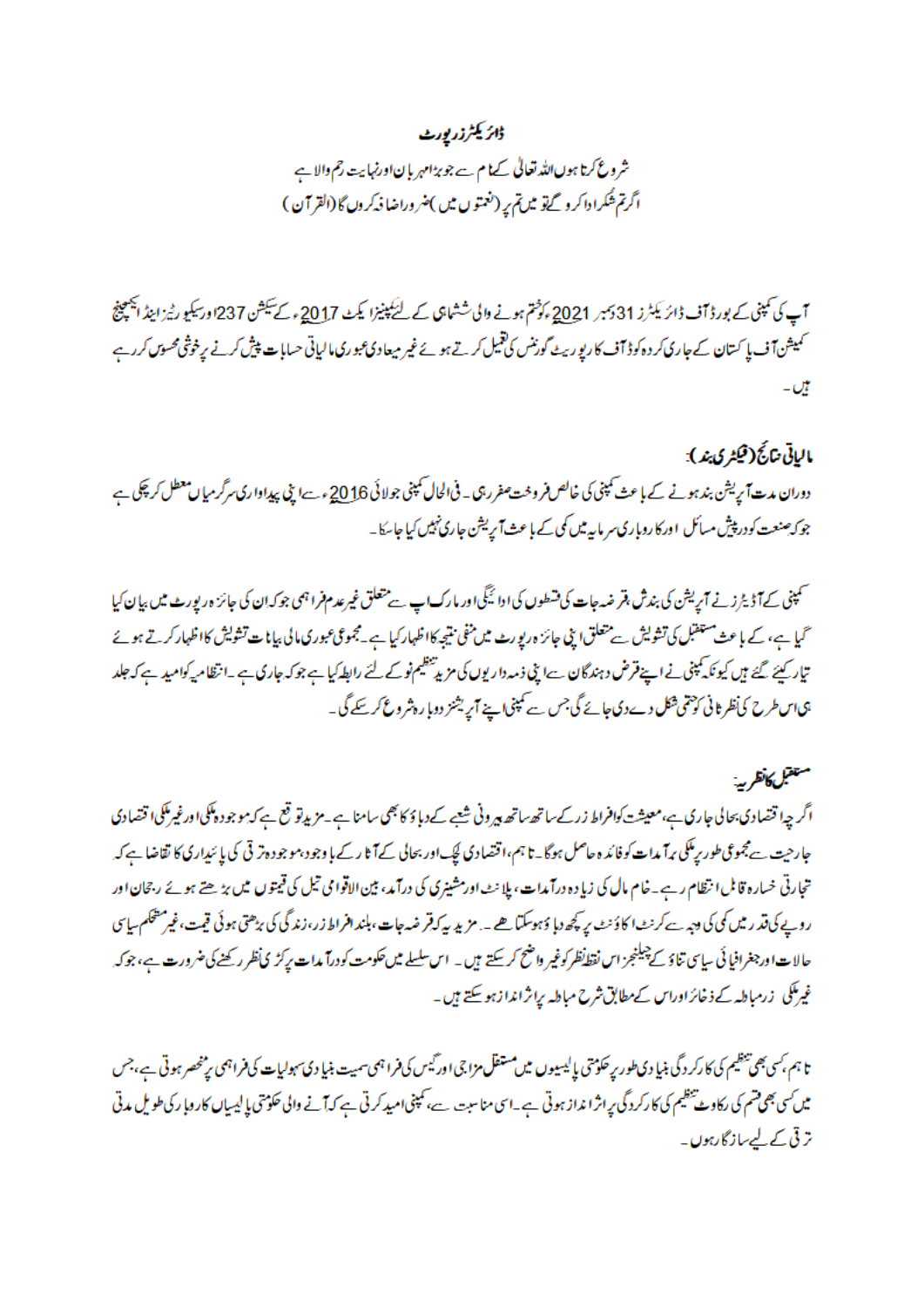# ڈائریکٹرز رپورٹ

شروع کرتا ہوں اللہ تعالیٰ کے نام سے جو بڑا مہربان اور نہایت رحم والا ہے
اگر تم شکر ادا کرو گے تو میں تم پر (نعمتوں میں) ضرور اضافہ کروں گا (القرآن)

آپ کی کمپنی کے بورڈ آف ڈائریکٹرز 31 دسمبر 2021ء کو ختم ہونے والی ششماہی کے لئے کمپنیز ایکٹ 2017ء کے سیکشن 237 اور سیکیورٹیز اینڈ ایکسچینج کمیشن آف پاکستان کے جاری کردہ کوڈ آف کارپوریٹ گورننس کی تعمیل کرتے ہوئے غیر میعادی عبوری مالیاتی حسابات پیش کرنے پر خوشی محسوس کر رہے ہیں۔

## مالیاتی نتائج (فیکٹری بند):

دوران مدت آپریشن بند ہونے کے باعث کمپنی کی خالص فروخت صفر رہی۔ فی الحال کمپنی جولائی 2016ء سے اپنی پیداواری سرگرمیاں معطل کر چکی ہے جو کہ صنعت کو درپیش مسائل اور کاروباری سرمایہ میں کمی کے باعث آپریشن جاری نہیں کیا جا سکا۔

کمپنی کے آڈیٹرز نے آپریشن کی بندش، قرضہ جات کی قسطوں کی ادائیگی اور مارک اپ سے متعلق غیر عدم فراہمی جو کہ ان کی جائزہ رپورٹ میں بیان کیا گیا ہے، کے باعث مستقبل کی تشویش سے متعلق اپنی جائزہ رپورٹ میں منفی نتیجہ کا اظہار کیا ہے۔ مجموعی عبوری مالی بیانات تشویش کا اظہار کرتے ہوئے تیار کیئے گئے ہیں کیونکہ کمپنی نے اپنے قرض دہندگان سے اپنی ذمہ داریوں کی مزید تنظیم نو کے لئے رابطہ کیا ہے جو کہ جاری ہے۔ انتظامیہ کو امید ہے کہ جلد ہی اس طرح کی نظرثانی کو حتمی شکل دے دی جائے گی جس سے کمپنی اپنے آپریشنز دوبارہ شروع کر سکے گی۔

## مستقبل کا نظریہ:

اگرچہ اقتصادی بحالی جاری ہے، معیشت کو افراط زر کے ساتھ ساتھ بیرونی شعبے کے دباؤ کا بھی سامنا ہے۔ مزید توقع ہے کہ موجودہ ملکی اور غیر ملکی اقتصادی جارحیت سے مجموعی طور پر ملکی برآمدات کو فائدہ حاصل ہوگا۔ تاہم، اقتصادی لچک اور بحالی کے آثار کے باوجود، موجودہ ترقی کی پائیداری کا تقاضا ہے کہ تجارتی خسارہ قابل انتظام رہے۔ خام مال کی زیادہ درآمدات، پلانٹ اور مشینری کی درآمد، بین الاقوامی تیل کی قیمتوں میں بڑھتے ہوئے رجحان اور روپے کی قدر میں کمی کی وجہ سے کرنٹ اکاؤنٹ پر کچھ دباؤ ہو سکتا ھے۔ مزید یہ کہ قرضہ جات، بلند افراط زر، زندگی کی بڑھتی ہوئی قیمت، غیر مستحکم سیاسی حالات اور جغرافیائی سیاسی تناؤ کے چیلنجز اس نقطہ نظر کو غیر واضح کر سکتے ہیں۔ اس سلسلے میں حکومت کو درآمدات پر کڑی نظر رکھنے کی ضرورت ہے، جو کہ غیر ملکی زرمبادلہ کے ذخائر اور اس کے مطابق شرح مبادلہ پر اثر انداز ہو سکتے ہیں۔

تاہم، کسی بھی تنظیم کی کارکردگی بنیادی طور پر حکومتی پالیسیوں میں مستقل مزاجی اور گیس کی فراہمی سمیت بنیادی سہولیات کی فراہمی پر منحصر ہوتی ہے، جس میں کسی بھی قسم کی رکاوٹ تنظیم کی کارکردگی پر اثر انداز ہوتی ہے۔ اسی مناسبت سے، کمپنی امید کرتی ہے کہ آنے والی حکومتی پالیسیاں کاروبار کی طویل مدتی ترقی کے لیے سازگار رہوں۔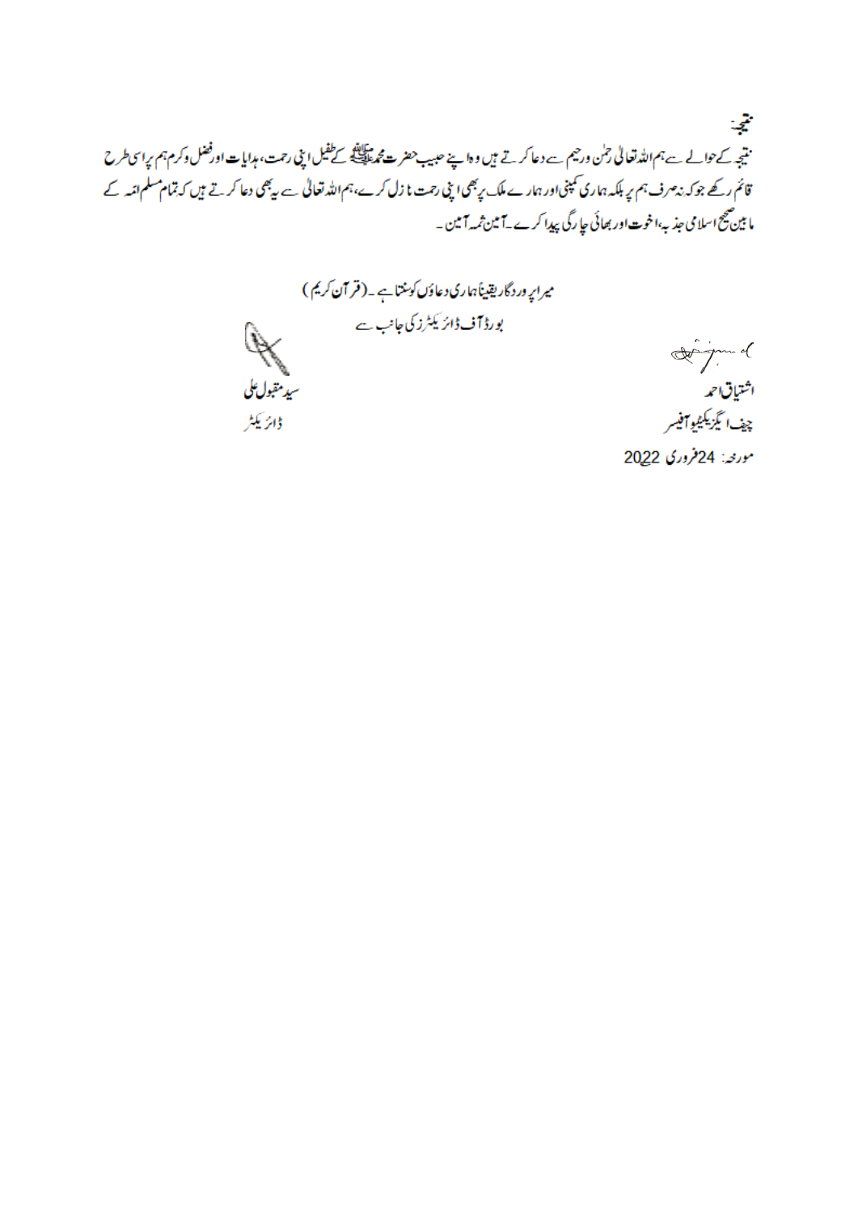**نتیجہ:**

نتیجہ کے حوالے سے ہم اللہ تعالیٰ رحمٰن ورحیم سے دعا کرتے ہیں وہ اپنے حبیب حضرت محمد ﷺ کے طفیل اپنی رحمت، ہدایات اور فضل وکرم ہم پر اسی طرح قائم رکھے جو کہ نہ صرف ہم پر بلکہ ہماری کمپنی اور ہمارے ملک پر بھی اپنی رحمت نازل کرے، ہم اللہ تعالیٰ سے یہ بھی دعا کرتے ہیں کہ تمام مسلم امہ کے مابین صحیح اسلامی جذبہ، اخوت اور بھائی چارگی پیدا کرے۔ آمین ثمہ آمین۔

میرا پروردگار یقیناً ہماری دعاؤں کو سنتا ہے۔ (قرآن کریم)

بورڈ آف ڈائریکٹرز کی جانب سے

اشتیاق احمد
چیف ایگزیکیٹو آفیسر

سید مقبول علی
ڈائریکٹر

مورخہ: 24 فروری 2022